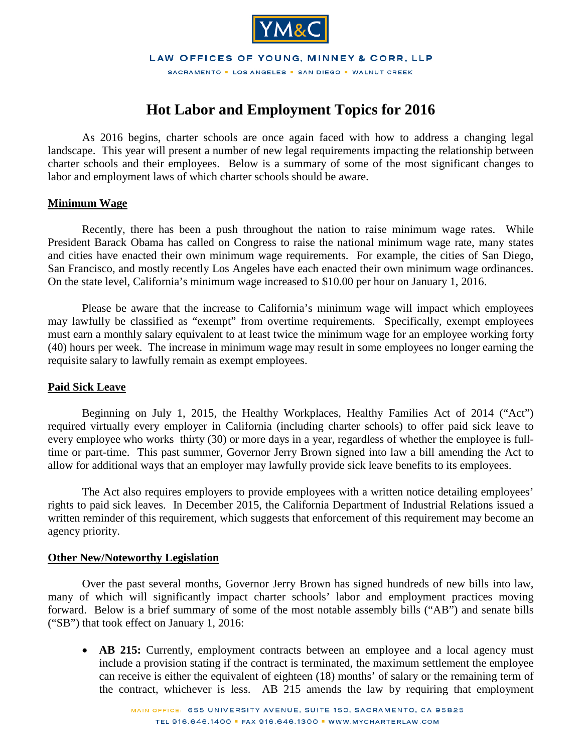YM&C

LAW OFFICES OF YOUNG, MINNEY & CORR, LLP

SACRAMENTO ▪ LOS ANGELES ▪ SAN DIEGO ▪ WALNUT CREEK

# Hot Labor and Employment Topics for 2016

As 2016 begins, charter schools are once again faced with how to address a changing legal landscape. This year will present a number of new legal requirements impacting the relationship between charter schools and their employees. Below is a summary of some of the most significant changes to labor and employment laws of which charter schools should be aware.

## Minimum Wage

Recently, there has been a push throughout the nation to raise minimum wage rates. While President Barack Obama has called on Congress to raise the national minimum wage rate, many states and cities have enacted their own minimum wage requirements. For example, the cities of San Diego, San Francisco, and mostly recently Los Angeles have each enacted their own minimum wage ordinances. On the state level, California's minimum wage increased to $10.00 per hour on January 1, 2016.

Please be aware that the increase to California's minimum wage will impact which employees may lawfully be classified as "exempt" from overtime requirements. Specifically, exempt employees must earn a monthly salary equivalent to at least twice the minimum wage for an employee working forty (40) hours per week. The increase in minimum wage may result in some employees no longer earning the requisite salary to lawfully remain as exempt employees.

## Paid Sick Leave

Beginning on July 1, 2015, the Healthy Workplaces, Healthy Families Act of 2014 ("Act") required virtually every employer in California (including charter schools) to offer paid sick leave to every employee who works thirty (30) or more days in a year, regardless of whether the employee is full-time or part-time. This past summer, Governor Jerry Brown signed into law a bill amending the Act to allow for additional ways that an employer may lawfully provide sick leave benefits to its employees.

The Act also requires employers to provide employees with a written notice detailing employees' rights to paid sick leaves. In December 2015, the California Department of Industrial Relations issued a written reminder of this requirement, which suggests that enforcement of this requirement may become an agency priority.

## Other New/Noteworthy Legislation

Over the past several months, Governor Jerry Brown has signed hundreds of new bills into law, many of which will significantly impact charter schools' labor and employment practices moving forward. Below is a brief summary of some of the most notable assembly bills ("AB") and senate bills ("SB") that took effect on January 1, 2016:

- **AB 215:** Currently, employment contracts between an employee and a local agency must include a provision stating if the contract is terminated, the maximum settlement the employee can receive is either the equivalent of eighteen (18) months' of salary or the remaining term of the contract, whichever is less. AB 215 amends the law by requiring that employment

MAIN OFFICE: 655 UNIVERSITY AVENUE, SUITE 150, SACRAMENTO, CA 95825
TEL 916.646.1400 ▪ FAX 916.646.1300 ▪ WWW.MYCHARTERLAW.COM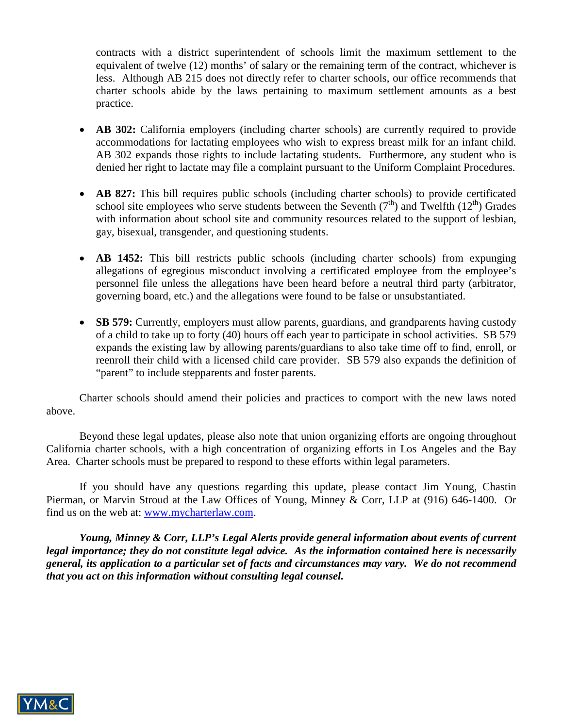contracts with a district superintendent of schools limit the maximum settlement to the equivalent of twelve (12) months' of salary or the remaining term of the contract, whichever is less. Although AB 215 does not directly refer to charter schools, our office recommends that charter schools abide by the laws pertaining to maximum settlement amounts as a best practice.

- **AB 302:** California employers (including charter schools) are currently required to provide accommodations for lactating employees who wish to express breast milk for an infant child. AB 302 expands those rights to include lactating students. Furthermore, any student who is denied her right to lactate may file a complaint pursuant to the Uniform Complaint Procedures.

- **AB 827:** This bill requires public schools (including charter schools) to provide certificated school site employees who serve students between the Seventh (7th) and Twelfth (12th) Grades with information about school site and community resources related to the support of lesbian, gay, bisexual, transgender, and questioning students.

- **AB 1452:** This bill restricts public schools (including charter schools) from expunging allegations of egregious misconduct involving a certificated employee from the employee's personnel file unless the allegations have been heard before a neutral third party (arbitrator, governing board, etc.) and the allegations were found to be false or unsubstantiated.

- **SB 579:** Currently, employers must allow parents, guardians, and grandparents having custody of a child to take up to forty (40) hours off each year to participate in school activities. SB 579 expands the existing law by allowing parents/guardians to also take time off to find, enroll, or reenroll their child with a licensed child care provider. SB 579 also expands the definition of "parent" to include stepparents and foster parents.

Charter schools should amend their policies and practices to comport with the new laws noted above.

Beyond these legal updates, please also note that union organizing efforts are ongoing throughout California charter schools, with a high concentration of organizing efforts in Los Angeles and the Bay Area. Charter schools must be prepared to respond to these efforts within legal parameters.

If you should have any questions regarding this update, please contact Jim Young, Chastin Pierman, or Marvin Stroud at the Law Offices of Young, Minney & Corr, LLP at (916) 646-1400. Or find us on the web at: [www.mycharterlaw.com](www.mycharterlaw.com).

***Young, Minney & Corr, LLP's Legal Alerts provide general information about events of current legal importance; they do not constitute legal advice. As the information contained here is necessarily general, its application to a particular set of facts and circumstances may vary. We do not recommend that you act on this information without consulting legal counsel.***